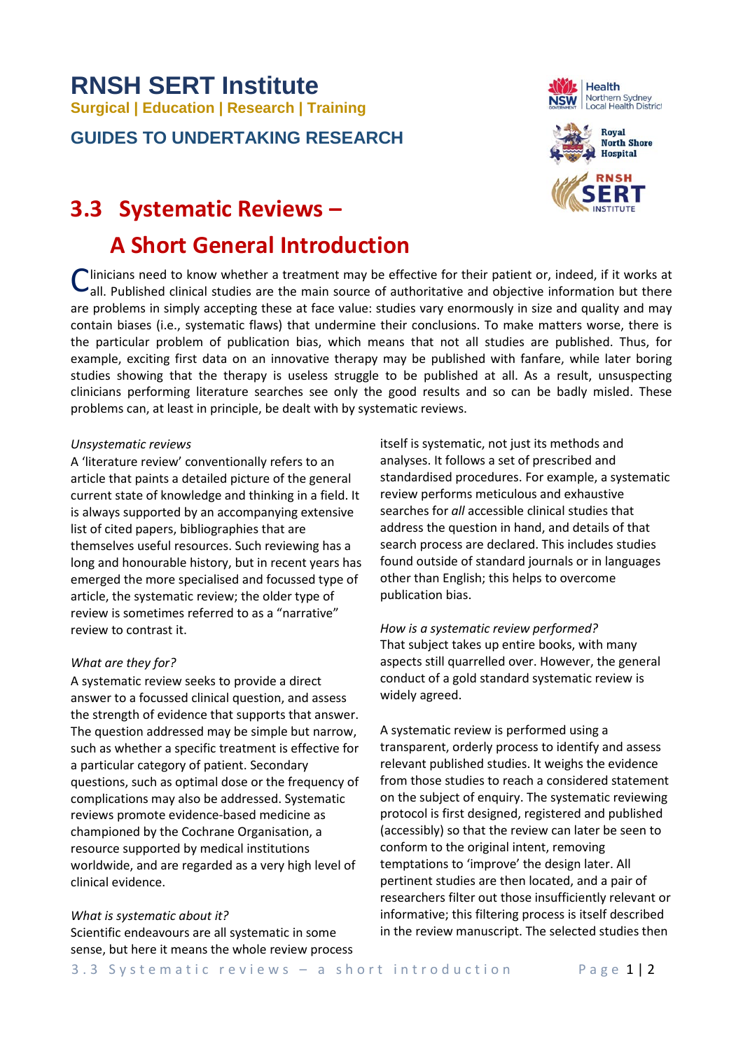# RNSH SERT Institute

**Surgical | Education | Research | Training**

## GUIDES TO UNDERTAKING RESEARCH

# 3.3 Systematic Reviews – A Short General Introduction

Clinicians need to know whether a treatment may be effective for their patient or, indeed, if it works at all. Published clinical studies are the main source of authoritative and objective information but there are problems in simply accepting these at face value: studies vary enormously in size and quality and may contain biases (i.e., systematic flaws) that undermine their conclusions. To make matters worse, there is the particular problem of publication bias, which means that not all studies are published. Thus, for example, exciting first data on an innovative therapy may be published with fanfare, while later boring studies showing that the therapy is useless struggle to be published at all. As a result, unsuspecting clinicians performing literature searches see only the good results and so can be badly misled. These problems can, at least in principle, be dealt with by systematic reviews.

*Unsystematic reviews*

A 'literature review' conventionally refers to an article that paints a detailed picture of the general current state of knowledge and thinking in a field. It is always supported by an accompanying extensive list of cited papers, bibliographies that are themselves useful resources. Such reviewing has a long and honourable history, but in recent years has emerged the more specialised and focussed type of article, the systematic review; the older type of review is sometimes referred to as a "narrative" review to contrast it.

*What are they for?*

A systematic review seeks to provide a direct answer to a focussed clinical question, and assess the strength of evidence that supports that answer. The question addressed may be simple but narrow, such as whether a specific treatment is effective for a particular category of patient. Secondary questions, such as optimal dose or the frequency of complications may also be addressed. Systematic reviews promote evidence-based medicine as championed by the Cochrane Organisation, a resource supported by medical institutions worldwide, and are regarded as a very high level of clinical evidence.

*What is systematic about it?*

Scientific endeavours are all systematic in some sense, but here it means the whole review process itself is systematic, not just its methods and analyses. It follows a set of prescribed and standardised procedures. For example, a systematic review performs meticulous and exhaustive searches for *all* accessible clinical studies that address the question in hand, and details of that search process are declared. This includes studies found outside of standard journals or in languages other than English; this helps to overcome publication bias.

*How is a systematic review performed?*

That subject takes up entire books, with many aspects still quarrelled over. However, the general conduct of a gold standard systematic review is widely agreed.

A systematic review is performed using a transparent, orderly process to identify and assess relevant published studies. It weighs the evidence from those studies to reach a considered statement on the subject of enquiry. The systematic reviewing protocol is first designed, registered and published (accessibly) so that the review can later be seen to conform to the original intent, removing temptations to 'improve' the design later. All pertinent studies are then located, and a pair of researchers filter out those insufficiently relevant or informative; this filtering process is itself described in the review manuscript. The selected studies then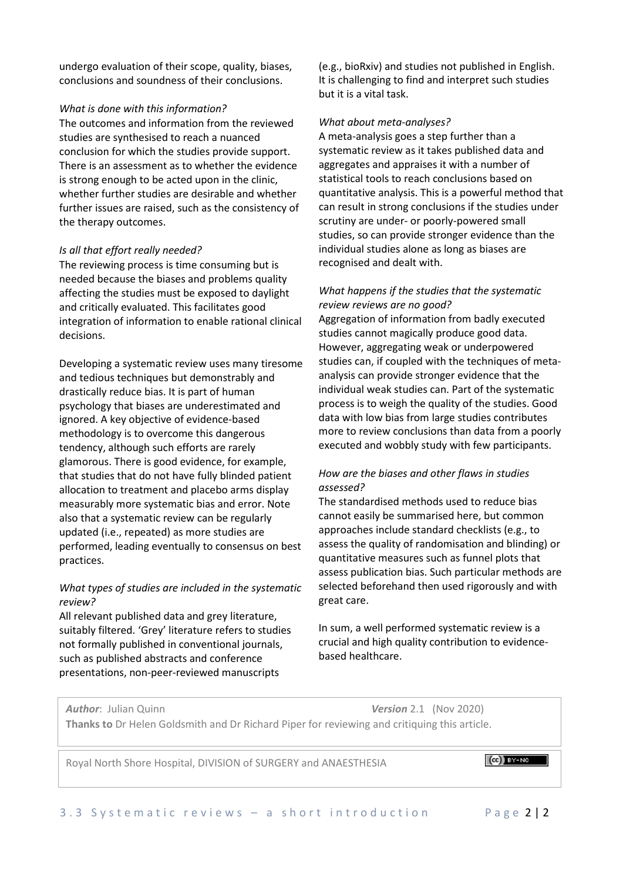undergo evaluation of their scope, quality, biases, conclusions and soundness of their conclusions.

*What is done with this information?*

The outcomes and information from the reviewed studies are synthesised to reach a nuanced conclusion for which the studies provide support. There is an assessment as to whether the evidence is strong enough to be acted upon in the clinic, whether further studies are desirable and whether further issues are raised, such as the consistency of the therapy outcomes.

*Is all that effort really needed?*

The reviewing process is time consuming but is needed because the biases and problems quality affecting the studies must be exposed to daylight and critically evaluated. This facilitates good integration of information to enable rational clinical decisions.

Developing a systematic review uses many tiresome and tedious techniques but demonstrably and drastically reduce bias. It is part of human psychology that biases are underestimated and ignored. A key objective of evidence-based methodology is to overcome this dangerous tendency, although such efforts are rarely glamorous. There is good evidence, for example, that studies that do not have fully blinded patient allocation to treatment and placebo arms display measurably more systematic bias and error. Note also that a systematic review can be regularly updated (i.e., repeated) as more studies are performed, leading eventually to consensus on best practices.

*What types of studies are included in the systematic review?*

All relevant published data and grey literature, suitably filtered. 'Grey' literature refers to studies not formally published in conventional journals, such as published abstracts and conference presentations, non-peer-reviewed manuscripts (e.g., bioRxiv) and studies not published in English. It is challenging to find and interpret such studies but it is a vital task.

*What about meta-analyses?*

A meta-analysis goes a step further than a systematic review as it takes published data and aggregates and appraises it with a number of statistical tools to reach conclusions based on quantitative analysis. This is a powerful method that can result in strong conclusions if the studies under scrutiny are under- or poorly-powered small studies, so can provide stronger evidence than the individual studies alone as long as biases are recognised and dealt with.

*What happens if the studies that the systematic review reviews are no good?*

Aggregation of information from badly executed studies cannot magically produce good data. However, aggregating weak or underpowered studies can, if coupled with the techniques of meta-analysis can provide stronger evidence that the individual weak studies can. Part of the systematic process is to weigh the quality of the studies. Good data with low bias from large studies contributes more to review conclusions than data from a poorly executed and wobbly study with few participants.

*How are the biases and other flaws in studies assessed?*

The standardised methods used to reduce bias cannot easily be summarised here, but common approaches include standard checklists (e.g., to assess the quality of randomisation and blinding) or quantitative measures such as funnel plots that assess publication bias. Such particular methods are selected beforehand then used rigorously and with great care.

In sum, a well performed systematic review is a crucial and high quality contribution to evidence-based healthcare.

***Author***: Julian Quinn ***Version*** 2.1 (Nov 2020)

**Thanks to** Dr Helen Goldsmith and Dr Richard Piper for reviewing and critiquing this article.

Royal North Shore Hospital, DIVISION of SURGERY and ANAESTHESIA

(cc) BY-NC